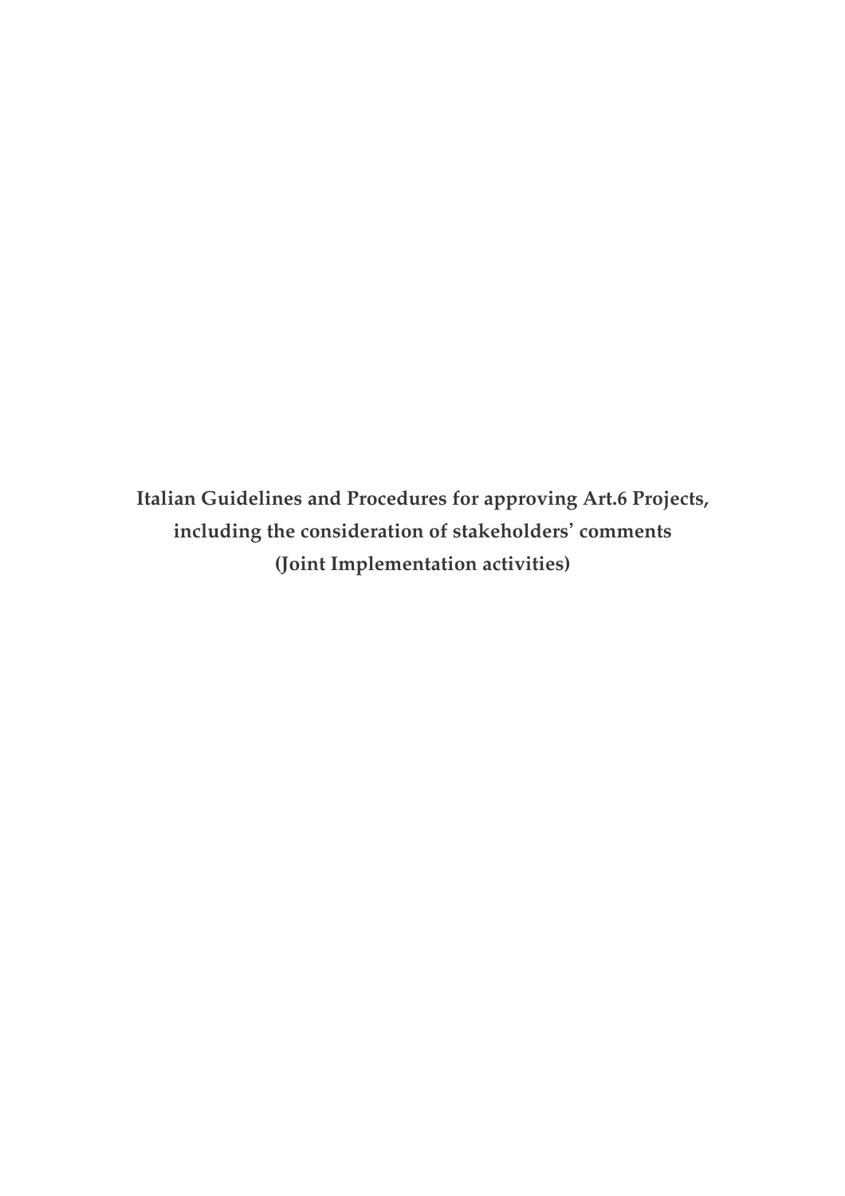# Italian Guidelines and Procedures for approving Art.6 Projects, including the consideration of stakeholders' comments (Joint Implementation activities)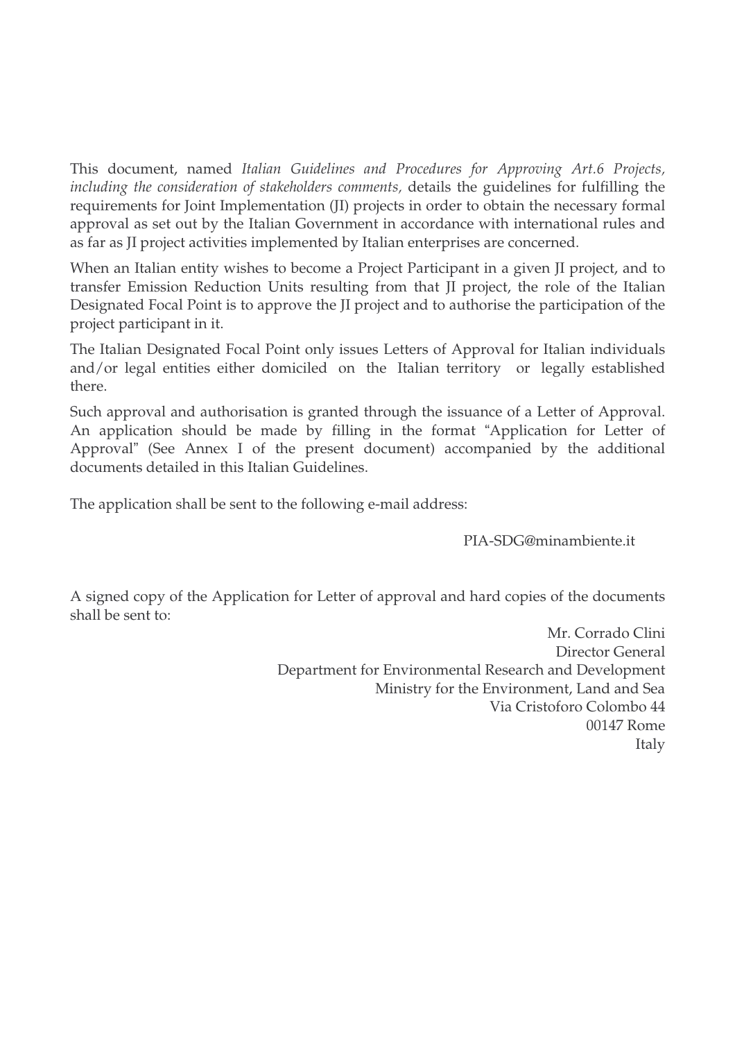This document, named *Italian Guidelines and Procedures for Approving Art.6 Projects, including the consideration of stakeholders comments,* details the guidelines for fulfilling the requirements for Joint Implementation (JI) projects in order to obtain the necessary formal approval as set out by the Italian Government in accordance with international rules and as far as JI project activities implemented by Italian enterprises are concerned.

When an Italian entity wishes to become a Project Participant in a given JI project, and to transfer Emission Reduction Units resulting from that JI project, the role of the Italian Designated Focal Point is to approve the JI project and to authorise the participation of the project participant in it.

The Italian Designated Focal Point only issues Letters of Approval for Italian individuals and/or legal entities either domiciled on the Italian territory or legally established there.

Such approval and authorisation is granted through the issuance of a Letter of Approval. An application should be made by filling in the format "Application for Letter of Approval" (See Annex I of the present document) accompanied by the additional documents detailed in this Italian Guidelines.

The application shall be sent to the following e-mail address:

PIA-SDG@minambiente.it

A signed copy of the Application for Letter of approval and hard copies of the documents shall be sent to:

Mr. Corrado Clini
Director General
Department for Environmental Research and Development
Ministry for the Environment, Land and Sea
Via Cristoforo Colombo 44
00147 Rome
Italy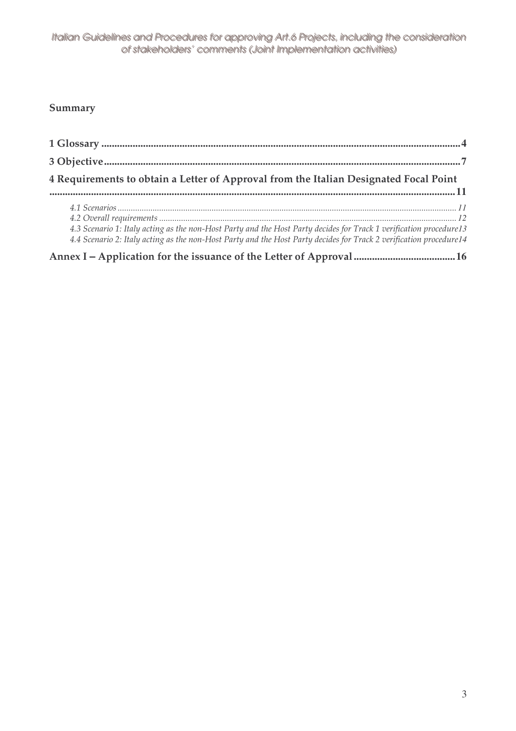## Summary

**1 Glossary .......................................................................................................................... 4**

**3 Objective ......................................................................................................................... 7**

**4 Requirements to obtain a Letter of Approval from the Italian Designated Focal Point ......................................................................................................................................... 11**

*4.1 Scenarios ........................................................................................................................ 11*

*4.2 Overall requirements ..................................................................................................... 12*

*4.3 Scenario 1: Italy acting as the non-Host Party and the Host Party decides for Track 1 verification procedure 13*

*4.4 Scenario 2: Italy acting as the non-Host Party and the Host Party decides for Track 2 verification procedure 14*

**Annex I – Application for the issuance of the Letter of Approval ....................................... 16**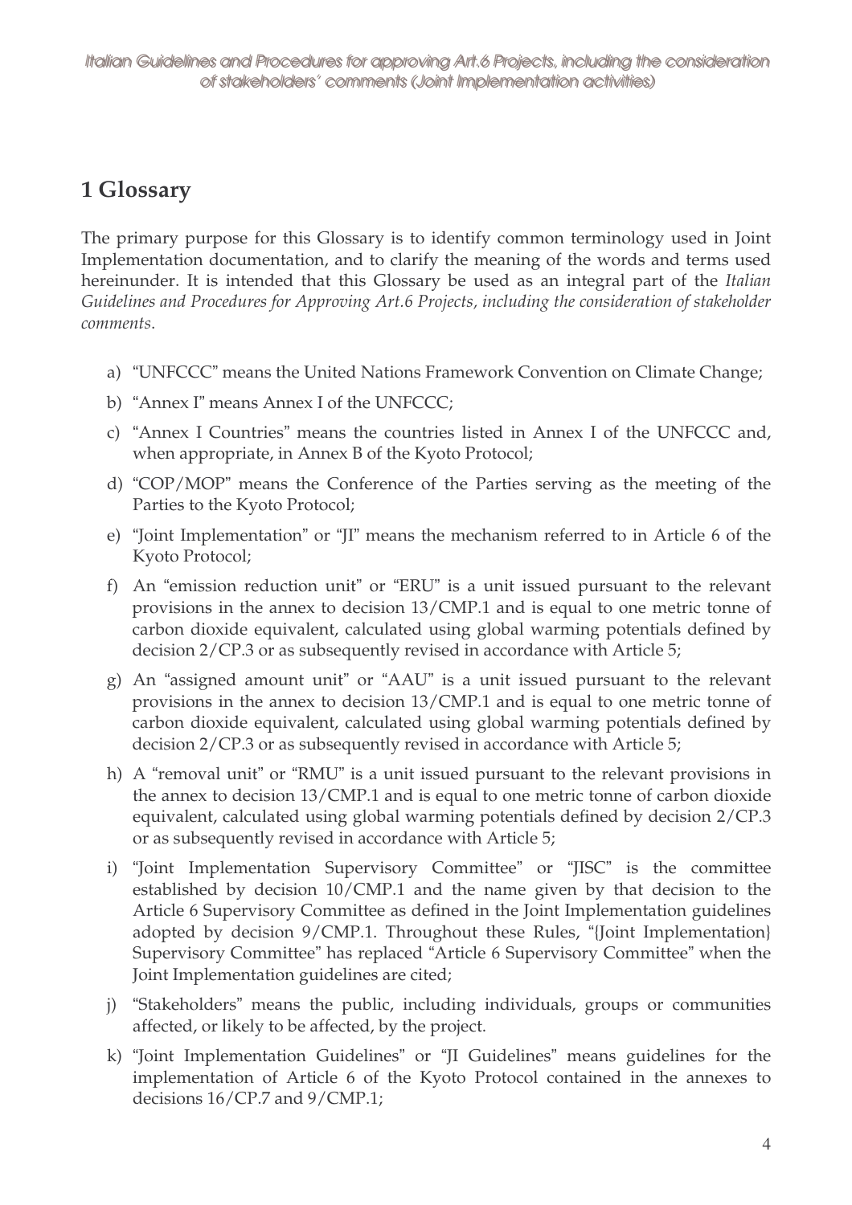# 1 Glossary

The primary purpose for this Glossary is to identify common terminology used in Joint Implementation documentation, and to clarify the meaning of the words and terms used hereinunder. It is intended that this Glossary be used as an integral part of the *Italian Guidelines and Procedures for Approving Art.6 Projects, including the consideration of stakeholder comments*.

a) "UNFCCC" means the United Nations Framework Convention on Climate Change;

b) "Annex I" means Annex I of the UNFCCC;

c) "Annex I Countries" means the countries listed in Annex I of the UNFCCC and, when appropriate, in Annex B of the Kyoto Protocol;

d) "COP/MOP" means the Conference of the Parties serving as the meeting of the Parties to the Kyoto Protocol;

e) "Joint Implementation" or "JI" means the mechanism referred to in Article 6 of the Kyoto Protocol;

f) An "emission reduction unit" or "ERU" is a unit issued pursuant to the relevant provisions in the annex to decision 13/CMP.1 and is equal to one metric tonne of carbon dioxide equivalent, calculated using global warming potentials defined by decision 2/CP.3 or as subsequently revised in accordance with Article 5;

g) An "assigned amount unit" or "AAU" is a unit issued pursuant to the relevant provisions in the annex to decision 13/CMP.1 and is equal to one metric tonne of carbon dioxide equivalent, calculated using global warming potentials defined by decision 2/CP.3 or as subsequently revised in accordance with Article 5;

h) A "removal unit" or "RMU" is a unit issued pursuant to the relevant provisions in the annex to decision 13/CMP.1 and is equal to one metric tonne of carbon dioxide equivalent, calculated using global warming potentials defined by decision 2/CP.3 or as subsequently revised in accordance with Article 5;

i) "Joint Implementation Supervisory Committee" or "JISC" is the committee established by decision 10/CMP.1 and the name given by that decision to the Article 6 Supervisory Committee as defined in the Joint Implementation guidelines adopted by decision 9/CMP.1. Throughout these Rules, "{Joint Implementation} Supervisory Committee" has replaced "Article 6 Supervisory Committee" when the Joint Implementation guidelines are cited;

j) "Stakeholders" means the public, including individuals, groups or communities affected, or likely to be affected, by the project.

k) "Joint Implementation Guidelines" or "JI Guidelines" means guidelines for the implementation of Article 6 of the Kyoto Protocol contained in the annexes to decisions 16/CP.7 and 9/CMP.1;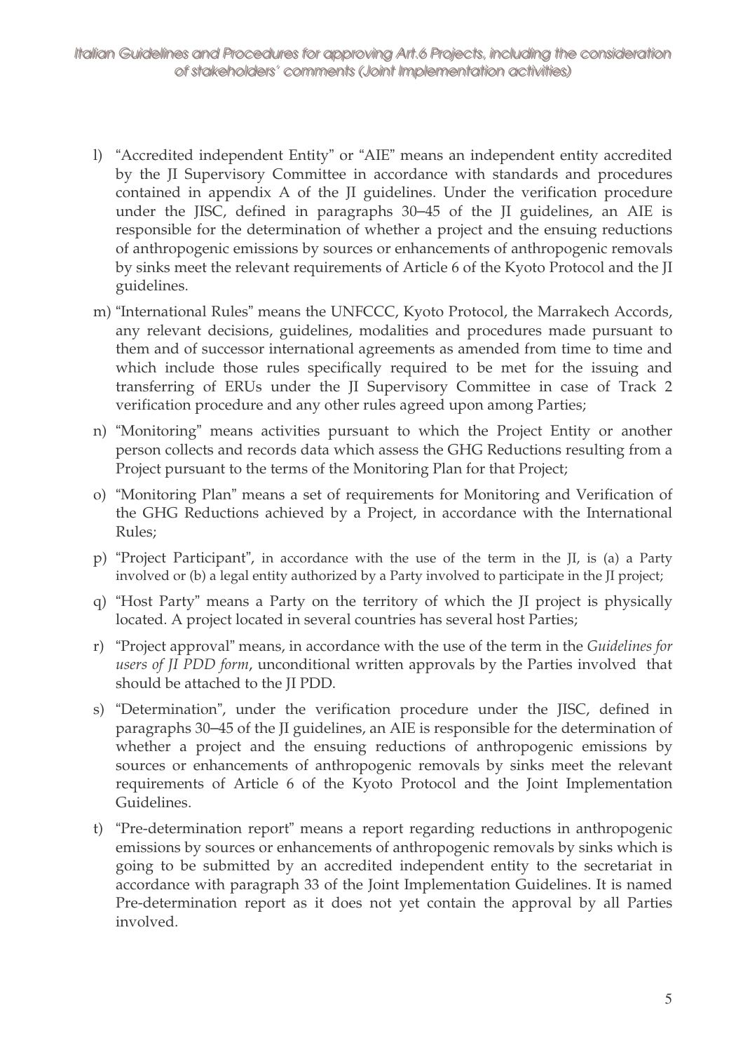l) "Accredited independent Entity" or "AIE" means an independent entity accredited by the JI Supervisory Committee in accordance with standards and procedures contained in appendix A of the JI guidelines. Under the verification procedure under the JISC, defined in paragraphs 30–45 of the JI guidelines, an AIE is responsible for the determination of whether a project and the ensuing reductions of anthropogenic emissions by sources or enhancements of anthropogenic removals by sinks meet the relevant requirements of Article 6 of the Kyoto Protocol and the JI guidelines.

m) "International Rules" means the UNFCCC, Kyoto Protocol, the Marrakech Accords, any relevant decisions, guidelines, modalities and procedures made pursuant to them and of successor international agreements as amended from time to time and which include those rules specifically required to be met for the issuing and transferring of ERUs under the JI Supervisory Committee in case of Track 2 verification procedure and any other rules agreed upon among Parties;

n) "Monitoring" means activities pursuant to which the Project Entity or another person collects and records data which assess the GHG Reductions resulting from a Project pursuant to the terms of the Monitoring Plan for that Project;

o) "Monitoring Plan" means a set of requirements for Monitoring and Verification of the GHG Reductions achieved by a Project, in accordance with the International Rules;

p) "Project Participant", in accordance with the use of the term in the JI, is (a) a Party involved or (b) a legal entity authorized by a Party involved to participate in the JI project;

q) "Host Party" means a Party on the territory of which the JI project is physically located. A project located in several countries has several host Parties;

r) "Project approval" means, in accordance with the use of the term in the *Guidelines for users of JI PDD form*, unconditional written approvals by the Parties involved that should be attached to the JI PDD.

s) "Determination", under the verification procedure under the JISC, defined in paragraphs 30–45 of the JI guidelines, an AIE is responsible for the determination of whether a project and the ensuing reductions of anthropogenic emissions by sources or enhancements of anthropogenic removals by sinks meet the relevant requirements of Article 6 of the Kyoto Protocol and the Joint Implementation Guidelines.

t) "Pre-determination report" means a report regarding reductions in anthropogenic emissions by sources or enhancements of anthropogenic removals by sinks which is going to be submitted by an accredited independent entity to the secretariat in accordance with paragraph 33 of the Joint Implementation Guidelines. It is named Pre-determination report as it does not yet contain the approval by all Parties involved.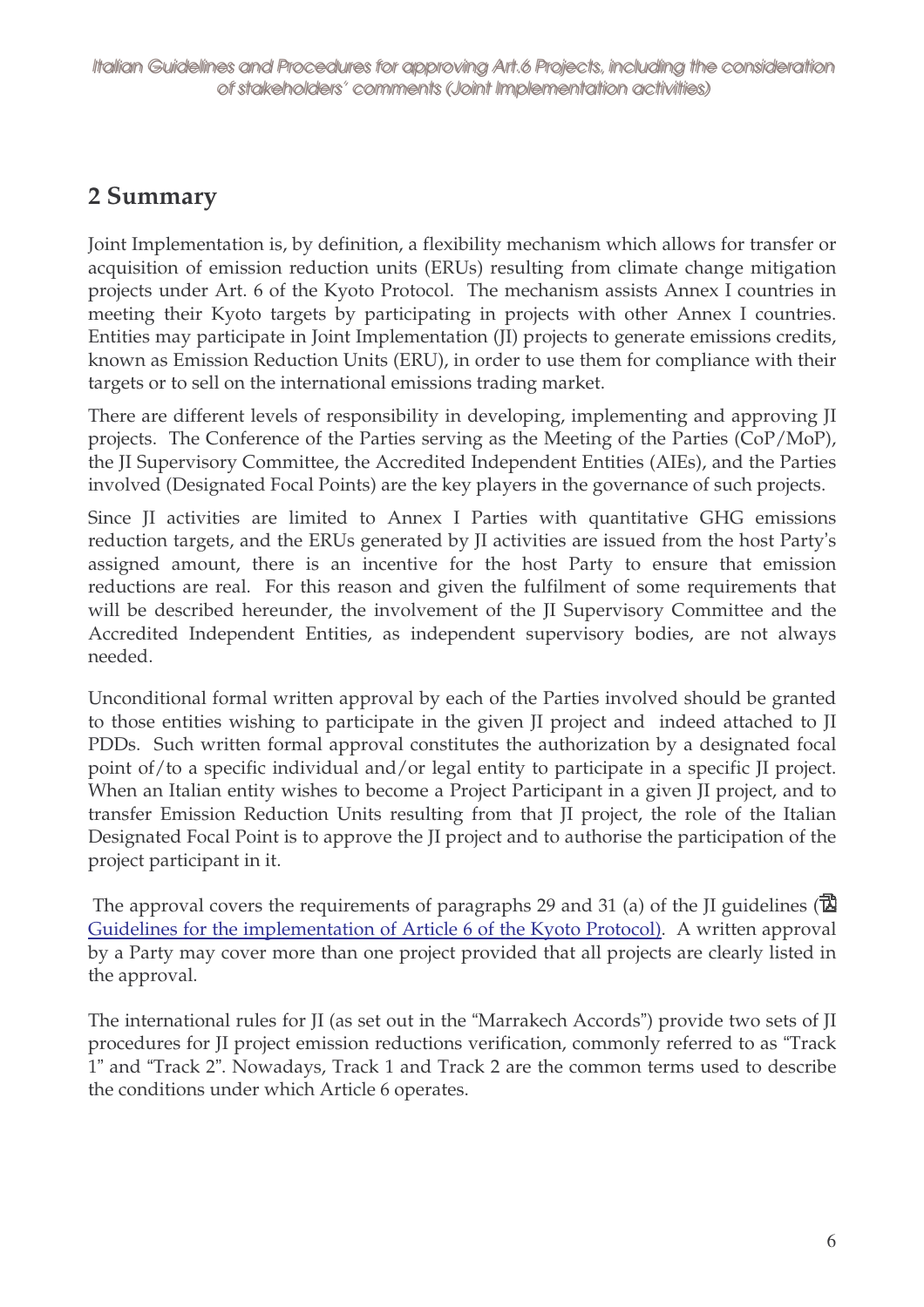## 2 Summary

Joint Implementation is, by definition, a flexibility mechanism which allows for transfer or acquisition of emission reduction units (ERUs) resulting from climate change mitigation projects under Art. 6 of the Kyoto Protocol. The mechanism assists Annex I countries in meeting their Kyoto targets by participating in projects with other Annex I countries. Entities may participate in Joint Implementation (JI) projects to generate emissions credits, known as Emission Reduction Units (ERU), in order to use them for compliance with their targets or to sell on the international emissions trading market.

There are different levels of responsibility in developing, implementing and approving JI projects. The Conference of the Parties serving as the Meeting of the Parties (CoP/MoP), the JI Supervisory Committee, the Accredited Independent Entities (AIEs), and the Parties involved (Designated Focal Points) are the key players in the governance of such projects.

Since JI activities are limited to Annex I Parties with quantitative GHG emissions reduction targets, and the ERUs generated by JI activities are issued from the host Party's assigned amount, there is an incentive for the host Party to ensure that emission reductions are real. For this reason and given the fulfilment of some requirements that will be described hereunder, the involvement of the JI Supervisory Committee and the Accredited Independent Entities, as independent supervisory bodies, are not always needed.

Unconditional formal written approval by each of the Parties involved should be granted to those entities wishing to participate in the given JI project and indeed attached to JI PDDs. Such written formal approval constitutes the authorization by a designated focal point of/to a specific individual and/or legal entity to participate in a specific JI project. When an Italian entity wishes to become a Project Participant in a given JI project, and to transfer Emission Reduction Units resulting from that JI project, the role of the Italian Designated Focal Point is to approve the JI project and to authorise the participation of the project participant in it.

The approval covers the requirements of paragraphs 29 and 31 (a) of the JI guidelines (Guidelines for the implementation of Article 6 of the Kyoto Protocol). A written approval by a Party may cover more than one project provided that all projects are clearly listed in the approval.

The international rules for JI (as set out in the "Marrakech Accords") provide two sets of JI procedures for JI project emission reductions verification, commonly referred to as "Track 1" and "Track 2". Nowadays, Track 1 and Track 2 are the common terms used to describe the conditions under which Article 6 operates.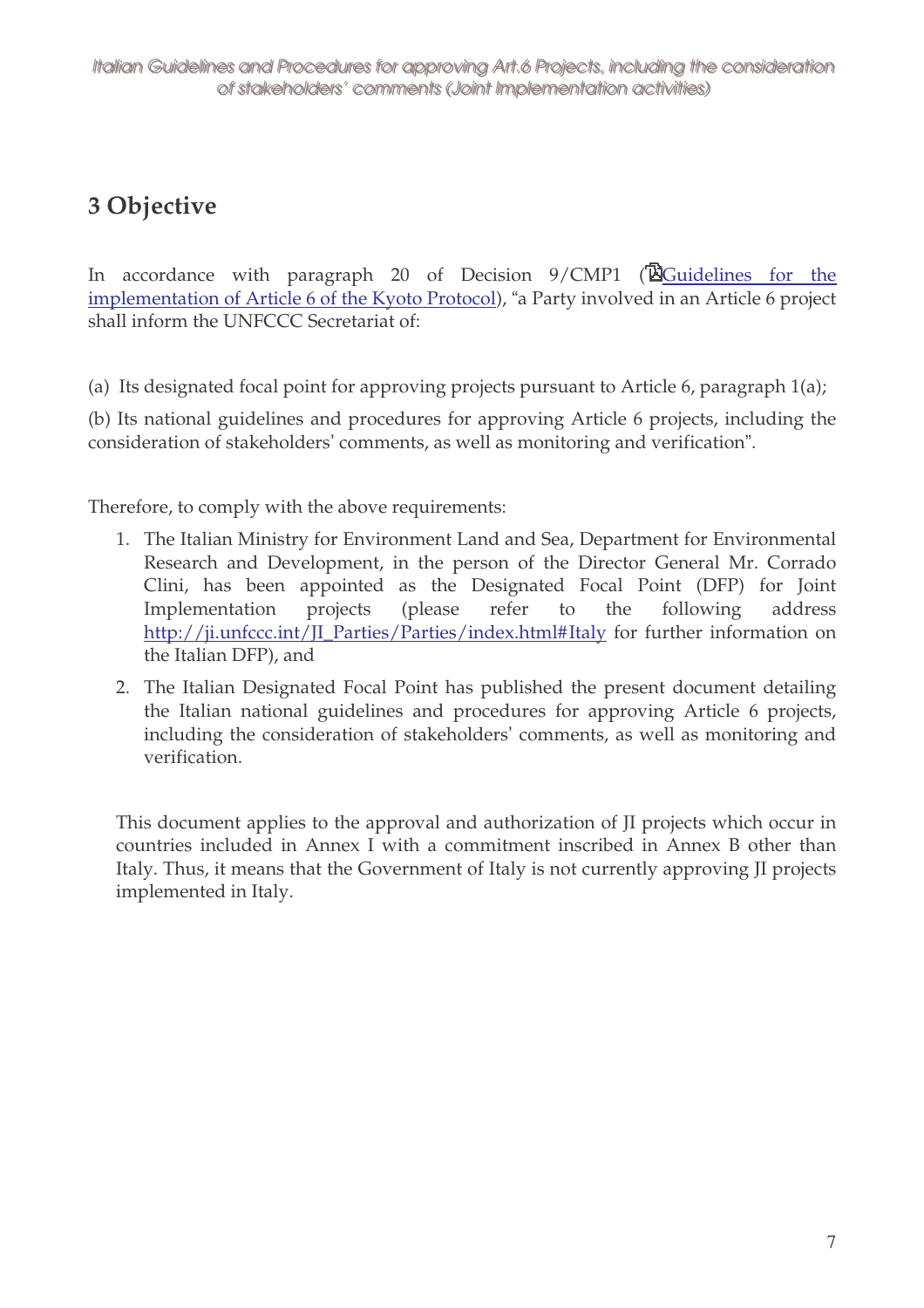# 3 Objective

In accordance with paragraph 20 of Decision 9/CMP1 ([Guidelines for the implementation of Article 6 of the Kyoto Protocol](#)), "a Party involved in an Article 6 project shall inform the UNFCCC Secretariat of:

(a) Its designated focal point for approving projects pursuant to Article 6, paragraph 1(a);

(b) Its national guidelines and procedures for approving Article 6 projects, including the consideration of stakeholders' comments, as well as monitoring and verification".

Therefore, to comply with the above requirements:

1. The Italian Ministry for Environment Land and Sea, Department for Environmental Research and Development, in the person of the Director General Mr. Corrado Clini, has been appointed as the Designated Focal Point (DFP) for Joint Implementation projects (please refer to the following address [http://ji.unfccc.int/JI_Parties/Parties/index.html#Italy](http://ji.unfccc.int/JI_Parties/Parties/index.html#Italy) for further information on the Italian DFP), and
2. The Italian Designated Focal Point has published the present document detailing the Italian national guidelines and procedures for approving Article 6 projects, including the consideration of stakeholders' comments, as well as monitoring and verification.

This document applies to the approval and authorization of JI projects which occur in countries included in Annex I with a commitment inscribed in Annex B other than Italy. Thus, it means that the Government of Italy is not currently approving JI projects implemented in Italy.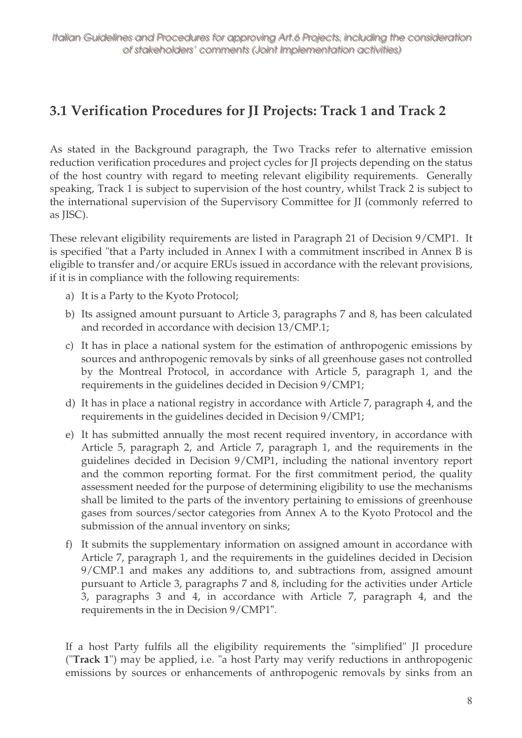## 3.1 Verification Procedures for JI Projects: Track 1 and Track 2

As stated in the Background paragraph, the Two Tracks refer to alternative emission reduction verification procedures and project cycles for JI projects depending on the status of the host country with regard to meeting relevant eligibility requirements. Generally speaking, Track 1 is subject to supervision of the host country, whilst Track 2 is subject to the international supervision of the Supervisory Committee for JI (commonly referred to as JISC).

These relevant eligibility requirements are listed in Paragraph 21 of Decision 9/CMP1. It is specified "that a Party included in Annex I with a commitment inscribed in Annex B is eligible to transfer and/or acquire ERUs issued in accordance with the relevant provisions, if it is in compliance with the following requirements:

a) It is a Party to the Kyoto Protocol;

b) Its assigned amount pursuant to Article 3, paragraphs 7 and 8, has been calculated and recorded in accordance with decision 13/CMP.1;

c) It has in place a national system for the estimation of anthropogenic emissions by sources and anthropogenic removals by sinks of all greenhouse gases not controlled by the Montreal Protocol, in accordance with Article 5, paragraph 1, and the requirements in the guidelines decided in Decision 9/CMP1;

d) It has in place a national registry in accordance with Article 7, paragraph 4, and the requirements in the guidelines decided in Decision 9/CMP1;

e) It has submitted annually the most recent required inventory, in accordance with Article 5, paragraph 2, and Article 7, paragraph 1, and the requirements in the guidelines decided in Decision 9/CMP1, including the national inventory report and the common reporting format. For the first commitment period, the quality assessment needed for the purpose of determining eligibility to use the mechanisms shall be limited to the parts of the inventory pertaining to emissions of greenhouse gases from sources/sector categories from Annex A to the Kyoto Protocol and the submission of the annual inventory on sinks;

f) It submits the supplementary information on assigned amount in accordance with Article 7, paragraph 1, and the requirements in the guidelines decided in Decision 9/CMP.1 and makes any additions to, and subtractions from, assigned amount pursuant to Article 3, paragraphs 7 and 8, including for the activities under Article 3, paragraphs 3 and 4, in accordance with Article 7, paragraph 4, and the requirements in the in Decision 9/CMP1".

If a host Party fulfils all the eligibility requirements the "simplified" JI procedure ("**Track 1**") may be applied, i.e. "a host Party may verify reductions in anthropogenic emissions by sources or enhancements of anthropogenic removals by sinks from an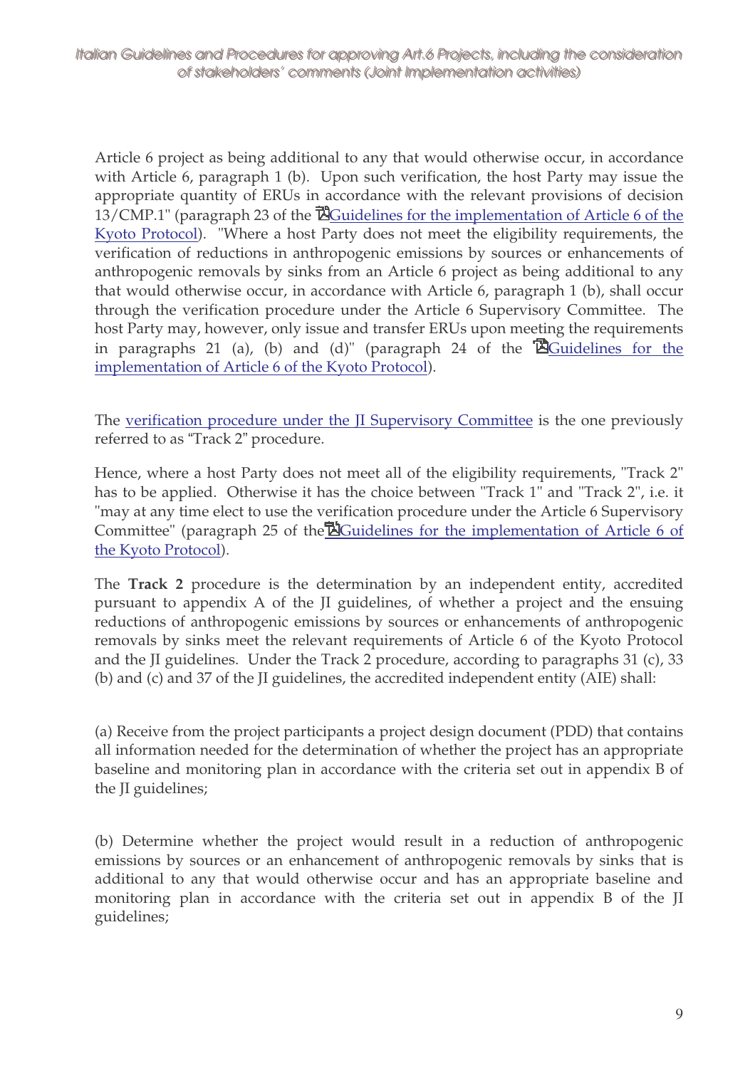Article 6 project as being additional to any that would otherwise occur, in accordance with Article 6, paragraph 1 (b). Upon such verification, the host Party may issue the appropriate quantity of ERUs in accordance with the relevant provisions of decision 13/CMP.1" (paragraph 23 of the Guidelines for the implementation of Article 6 of the Kyoto Protocol). "Where a host Party does not meet the eligibility requirements, the verification of reductions in anthropogenic emissions by sources or enhancements of anthropogenic removals by sinks from an Article 6 project as being additional to any that would otherwise occur, in accordance with Article 6, paragraph 1 (b), shall occur through the verification procedure under the Article 6 Supervisory Committee. The host Party may, however, only issue and transfer ERUs upon meeting the requirements in paragraphs 21 (a), (b) and (d)" (paragraph 24 of the Guidelines for the implementation of Article 6 of the Kyoto Protocol).

The verification procedure under the JI Supervisory Committee is the one previously referred to as "Track 2" procedure.

Hence, where a host Party does not meet all of the eligibility requirements, "Track 2" has to be applied. Otherwise it has the choice between "Track 1" and "Track 2", i.e. it "may at any time elect to use the verification procedure under the Article 6 Supervisory Committee" (paragraph 25 of the Guidelines for the implementation of Article 6 of the Kyoto Protocol).

The **Track 2** procedure is the determination by an independent entity, accredited pursuant to appendix A of the JI guidelines, of whether a project and the ensuing reductions of anthropogenic emissions by sources or enhancements of anthropogenic removals by sinks meet the relevant requirements of Article 6 of the Kyoto Protocol and the JI guidelines. Under the Track 2 procedure, according to paragraphs 31 (c), 33 (b) and (c) and 37 of the JI guidelines, the accredited independent entity (AIE) shall:

(a) Receive from the project participants a project design document (PDD) that contains all information needed for the determination of whether the project has an appropriate baseline and monitoring plan in accordance with the criteria set out in appendix B of the JI guidelines;

(b) Determine whether the project would result in a reduction of anthropogenic emissions by sources or an enhancement of anthropogenic removals by sinks that is additional to any that would otherwise occur and has an appropriate baseline and monitoring plan in accordance with the criteria set out in appendix B of the JI guidelines;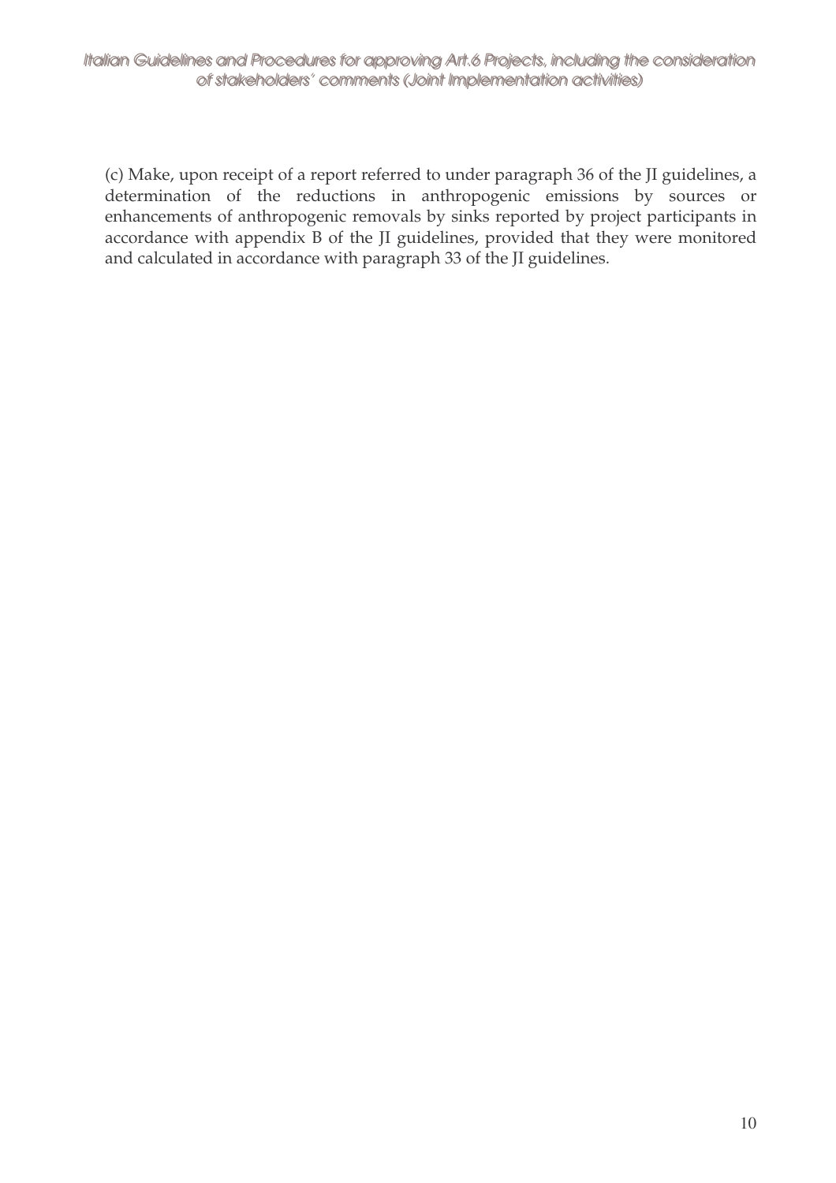(c) Make, upon receipt of a report referred to under paragraph 36 of the JI guidelines, a determination of the reductions in anthropogenic emissions by sources or enhancements of anthropogenic removals by sinks reported by project participants in accordance with appendix B of the JI guidelines, provided that they were monitored and calculated in accordance with paragraph 33 of the JI guidelines.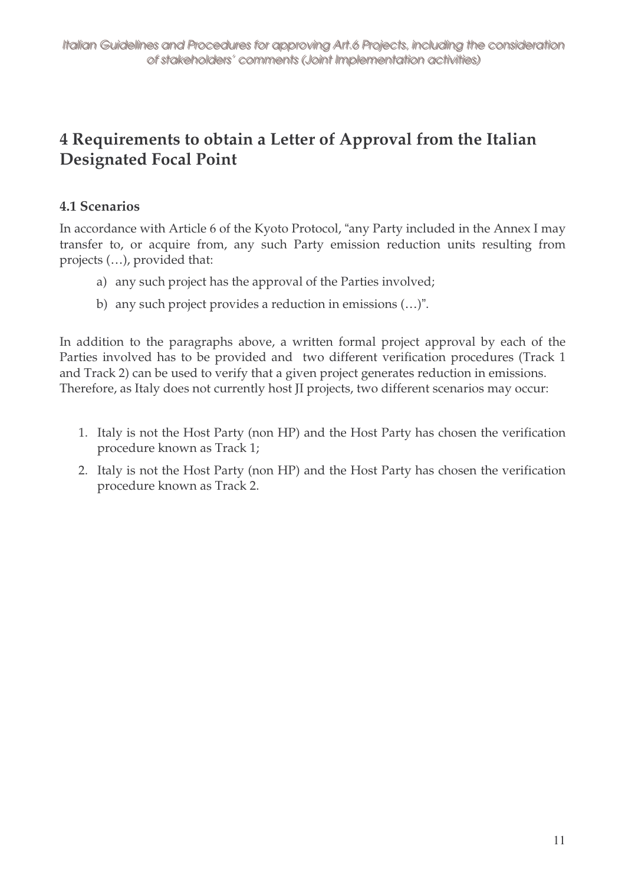# 4 Requirements to obtain a Letter of Approval from the Italian Designated Focal Point

## 4.1 Scenarios

In accordance with Article 6 of the Kyoto Protocol, "any Party included in the Annex I may transfer to, or acquire from, any such Party emission reduction units resulting from projects (…), provided that:

a) any such project has the approval of the Parties involved;

b) any such project provides a reduction in emissions (…)".

In addition to the paragraphs above, a written formal project approval by each of the Parties involved has to be provided and two different verification procedures (Track 1 and Track 2) can be used to verify that a given project generates reduction in emissions. Therefore, as Italy does not currently host JI projects, two different scenarios may occur:

1. Italy is not the Host Party (non HP) and the Host Party has chosen the verification procedure known as Track 1;
2. Italy is not the Host Party (non HP) and the Host Party has chosen the verification procedure known as Track 2.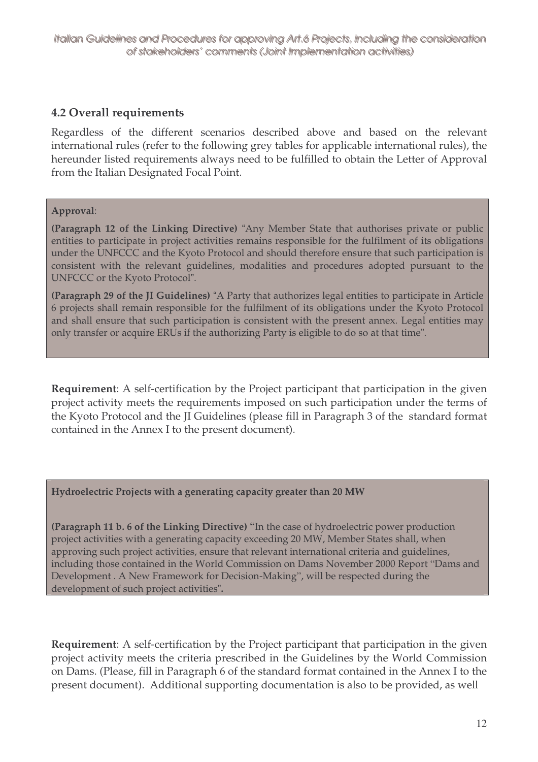## 4.2 Overall requirements

Regardless of the different scenarios described above and based on the relevant international rules (refer to the following grey tables for applicable international rules), the hereunder listed requirements always need to be fulfilled to obtain the Letter of Approval from the Italian Designated Focal Point.

**Approval**:

**(Paragraph 12 of the Linking Directive)** "Any Member State that authorises private or public entities to participate in project activities remains responsible for the fulfilment of its obligations under the UNFCCC and the Kyoto Protocol and should therefore ensure that such participation is consistent with the relevant guidelines, modalities and procedures adopted pursuant to the UNFCCC or the Kyoto Protocol".

**(Paragraph 29 of the JI Guidelines)** "A Party that authorizes legal entities to participate in Article 6 projects shall remain responsible for the fulfilment of its obligations under the Kyoto Protocol and shall ensure that such participation is consistent with the present annex. Legal entities may only transfer or acquire ERUs if the authorizing Party is eligible to do so at that time".

**Requirement**: A self-certification by the Project participant that participation in the given project activity meets the requirements imposed on such participation under the terms of the Kyoto Protocol and the JI Guidelines (please fill in Paragraph 3 of the standard format contained in the Annex I to the present document).

**Hydroelectric Projects with a generating capacity greater than 20 MW**

**(Paragraph 11 b. 6 of the Linking Directive)** "In the case of hydroelectric power production project activities with a generating capacity exceeding 20 MW, Member States shall, when approving such project activities, ensure that relevant international criteria and guidelines, including those contained in the World Commission on Dams November 2000 Report "Dams and Development . A New Framework for Decision-Making", will be respected during the development of such project activities".

**Requirement**: A self-certification by the Project participant that participation in the given project activity meets the criteria prescribed in the Guidelines by the World Commission on Dams. (Please, fill in Paragraph 6 of the standard format contained in the Annex I to the present document). Additional supporting documentation is also to be provided, as well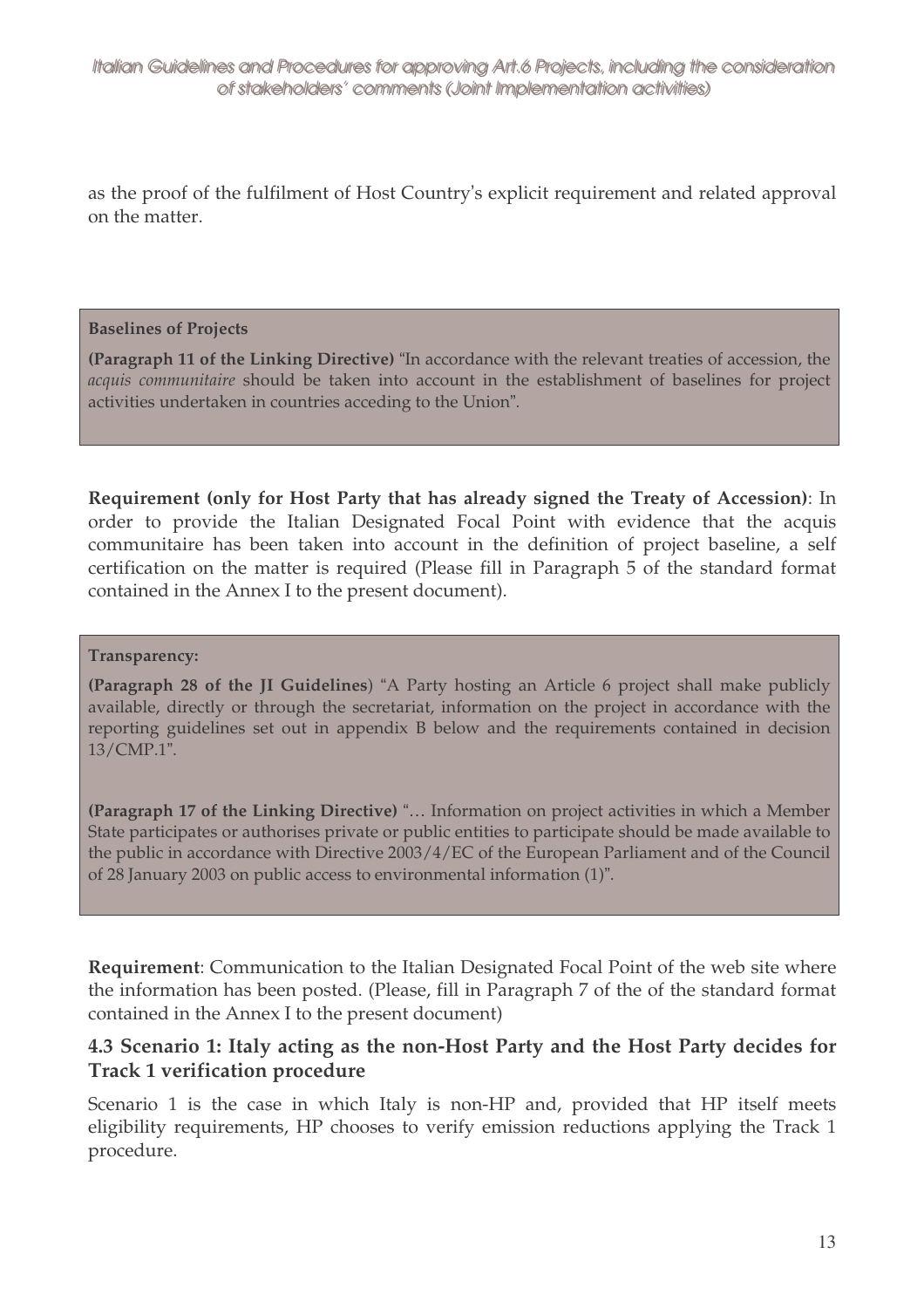as the proof of the fulfilment of Host Country's explicit requirement and related approval on the matter.

**Baselines of Projects**

**(Paragraph 11 of the Linking Directive)** "In accordance with the relevant treaties of accession, the *acquis communitaire* should be taken into account in the establishment of baselines for project activities undertaken in countries acceding to the Union".

**Requirement (only for Host Party that has already signed the Treaty of Accession)**: In order to provide the Italian Designated Focal Point with evidence that the acquis communitaire has been taken into account in the definition of project baseline, a self certification on the matter is required (Please fill in Paragraph 5 of the standard format contained in the Annex I to the present document).

**Transparency:**

**(Paragraph 28 of the JI Guidelines**) "A Party hosting an Article 6 project shall make publicly available, directly or through the secretariat, information on the project in accordance with the reporting guidelines set out in appendix B below and the requirements contained in decision 13/CMP.1".

**(Paragraph 17 of the Linking Directive)** "… Information on project activities in which a Member State participates or authorises private or public entities to participate should be made available to the public in accordance with Directive 2003/4/EC of the European Parliament and of the Council of 28 January 2003 on public access to environmental information (1)".

**Requirement**: Communication to the Italian Designated Focal Point of the web site where the information has been posted. (Please, fill in Paragraph 7 of the of the standard format contained in the Annex I to the present document)

### 4.3 Scenario 1: Italy acting as the non-Host Party and the Host Party decides for Track 1 verification procedure

Scenario 1 is the case in which Italy is non-HP and, provided that HP itself meets eligibility requirements, HP chooses to verify emission reductions applying the Track 1 procedure.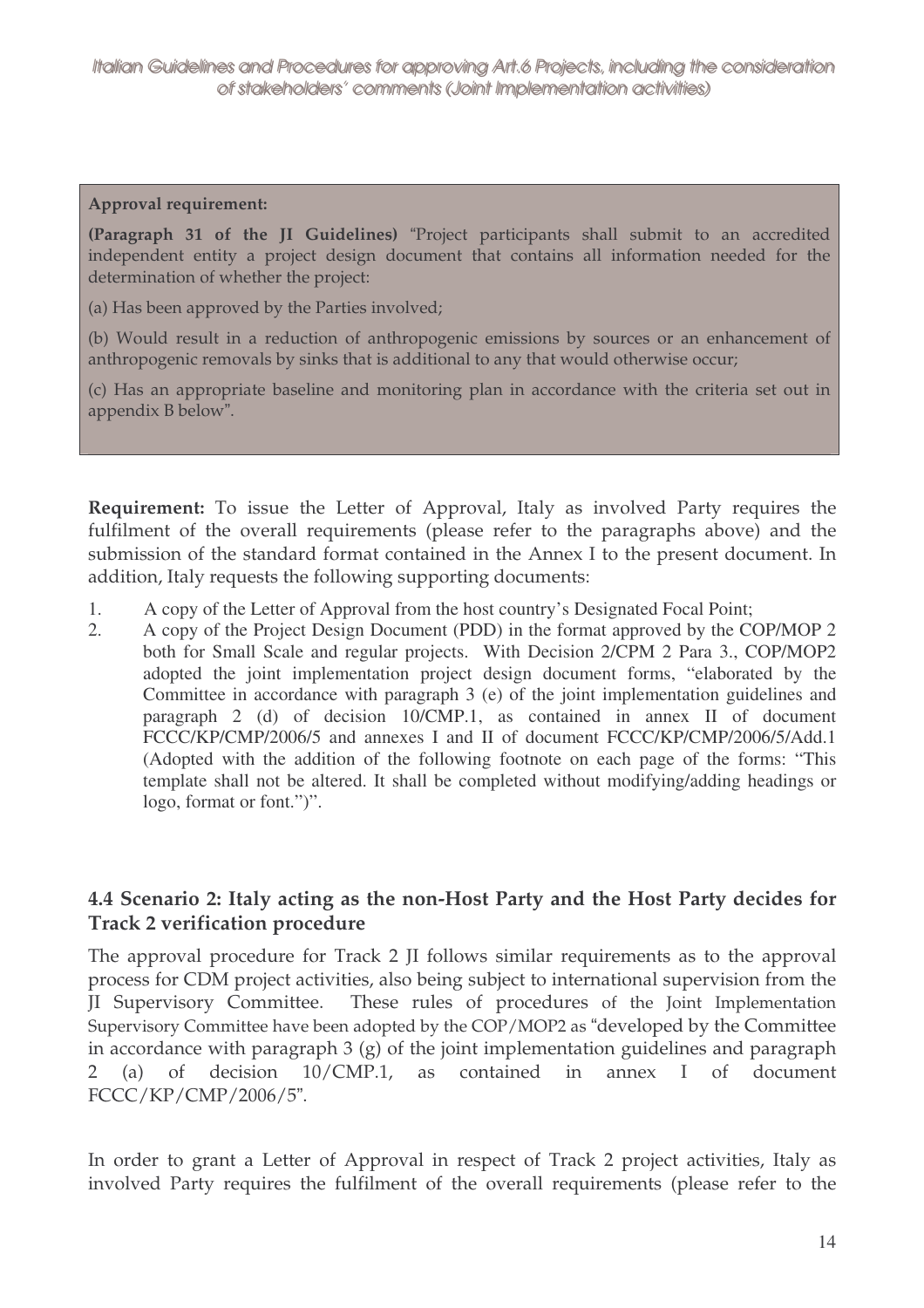**Approval requirement:**

**(Paragraph 31 of the JI Guidelines)** "Project participants shall submit to an accredited independent entity a project design document that contains all information needed for the determination of whether the project:

(a) Has been approved by the Parties involved;

(b) Would result in a reduction of anthropogenic emissions by sources or an enhancement of anthropogenic removals by sinks that is additional to any that would otherwise occur;

(c) Has an appropriate baseline and monitoring plan in accordance with the criteria set out in appendix B below".

**Requirement:** To issue the Letter of Approval, Italy as involved Party requires the fulfilment of the overall requirements (please refer to the paragraphs above) and the submission of the standard format contained in the Annex I to the present document. In addition, Italy requests the following supporting documents:

1. A copy of the Letter of Approval from the host country's Designated Focal Point;
2. A copy of the Project Design Document (PDD) in the format approved by the COP/MOP 2 both for Small Scale and regular projects. With Decision 2/CPM 2 Para 3., COP/MOP2 adopted the joint implementation project design document forms, "elaborated by the Committee in accordance with paragraph 3 (e) of the joint implementation guidelines and paragraph 2 (d) of decision 10/CMP.1, as contained in annex II of document FCCC/KP/CMP/2006/5 and annexes I and II of document FCCC/KP/CMP/2006/5/Add.1 (Adopted with the addition of the following footnote on each page of the forms: "This template shall not be altered. It shall be completed without modifying/adding headings or logo, format or font.")".

### 4.4 Scenario 2: Italy acting as the non-Host Party and the Host Party decides for Track 2 verification procedure

The approval procedure for Track 2 JI follows similar requirements as to the approval process for CDM project activities, also being subject to international supervision from the JI Supervisory Committee. These rules of procedures of the Joint Implementation Supervisory Committee have been adopted by the COP/MOP2 as "developed by the Committee in accordance with paragraph 3 (g) of the joint implementation guidelines and paragraph 2 (a) of decision 10/CMP.1, as contained in annex I of document FCCC/KP/CMP/2006/5".

In order to grant a Letter of Approval in respect of Track 2 project activities, Italy as involved Party requires the fulfilment of the overall requirements (please refer to the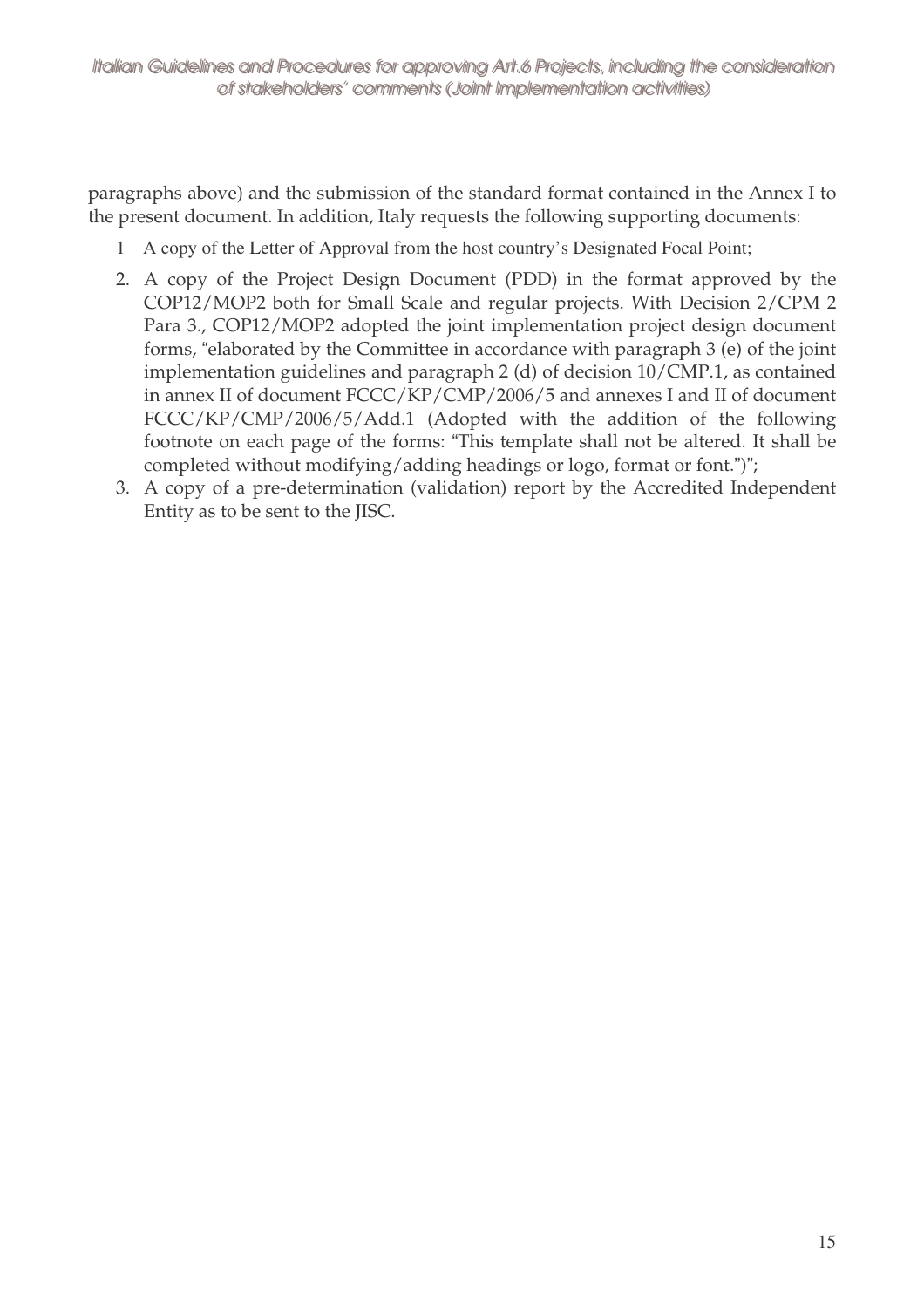paragraphs above) and the submission of the standard format contained in the Annex I to the present document. In addition, Italy requests the following supporting documents:

1. A copy of the Letter of Approval from the host country's Designated Focal Point;
2. A copy of the Project Design Document (PDD) in the format approved by the COP12/MOP2 both for Small Scale and regular projects. With Decision 2/CPM 2 Para 3., COP12/MOP2 adopted the joint implementation project design document forms, "elaborated by the Committee in accordance with paragraph 3 (e) of the joint implementation guidelines and paragraph 2 (d) of decision 10/CMP.1, as contained in annex II of document FCCC/KP/CMP/2006/5 and annexes I and II of document FCCC/KP/CMP/2006/5/Add.1 (Adopted with the addition of the following footnote on each page of the forms: "This template shall not be altered. It shall be completed without modifying/adding headings or logo, format or font.")";
3. A copy of a pre-determination (validation) report by the Accredited Independent Entity as to be sent to the JISC.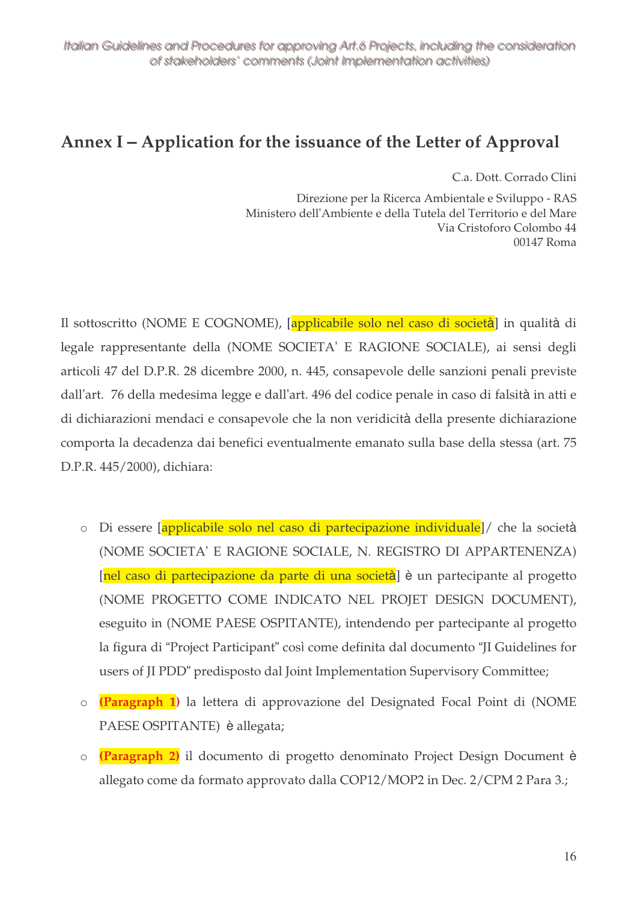## Annex I – Application for the issuance of the Letter of Approval

C.a. Dott. Corrado Clini

Direzione per la Ricerca Ambientale e Sviluppo - RAS
Ministero dell'Ambiente e della Tutela del Territorio e del Mare
Via Cristoforo Colombo 44
00147 Roma

Il sottoscritto (NOME E COGNOME), [applicabile solo nel caso di società] in qualità di legale rappresentante della (NOME SOCIETA' E RAGIONE SOCIALE), ai sensi degli articoli 47 del D.P.R. 28 dicembre 2000, n. 445, consapevole delle sanzioni penali previste dall'art. 76 della medesima legge e dall'art. 496 del codice penale in caso di falsità in atti e di dichiarazioni mendaci e consapevole che la non veridicità della presente dichiarazione comporta la decadenza dai benefici eventualmente emanato sulla base della stessa (art. 75 D.P.R. 445/2000), dichiara:

- Di essere [applicabile solo nel caso di partecipazione individuale]/ che la società (NOME SOCIETA' E RAGIONE SOCIALE, N. REGISTRO DI APPARTENENZA) [nel caso di partecipazione da parte di una società] è un partecipante al progetto (NOME PROGETTO COME INDICATO NEL PROJET DESIGN DOCUMENT), eseguito in (NOME PAESE OSPITANTE), intendendo per partecipante al progetto la figura di "Project Participant" così come definita dal documento "JI Guidelines for users of JI PDD" predisposto dal Joint Implementation Supervisory Committee;
- **(Paragraph 1)** la lettera di approvazione del Designated Focal Point di (NOME PAESE OSPITANTE) è allegata;
- **(Paragraph 2)** il documento di progetto denominato Project Design Document è allegato come da formato approvato dalla COP12/MOP2 in Dec. 2/CPM 2 Para 3.;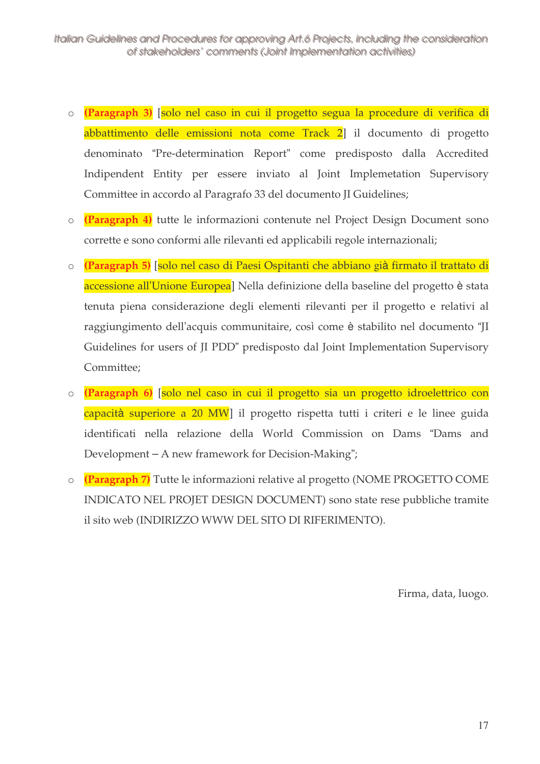- **(Paragraph 3)** [solo nel caso in cui il progetto segua la procedure di verifica di abbattimento delle emissioni nota come Track 2] il documento di progetto denominato "Pre-determination Report" come predisposto dalla Accredited Indipendent Entity per essere inviato al Joint Implemetation Supervisory Committee in accordo al Paragrafo 33 del documento JI Guidelines;
- **(Paragraph 4)** tutte le informazioni contenute nel Project Design Document sono corrette e sono conformi alle rilevanti ed applicabili regole internazionali;
- **(Paragraph 5)** [solo nel caso di Paesi Ospitanti che abbiano già firmato il trattato di accessione all'Unione Europea] Nella definizione della baseline del progetto è stata tenuta piena considerazione degli elementi rilevanti per il progetto e relativi al raggiungimento dell'acquis communitaire, così come è stabilito nel documento "JI Guidelines for users of JI PDD" predisposto dal Joint Implementation Supervisory Committee;
- **(Paragraph 6)** [solo nel caso in cui il progetto sia un progetto idroelettrico con capacità superiore a 20 MW] il progetto rispetta tutti i criteri e le linee guida identificati nella relazione della World Commission on Dams "Dams and Development – A new framework for Decision-Making";
- **(Paragraph 7)** Tutte le informazioni relative al progetto (NOME PROGETTO COME INDICATO NEL PROJET DESIGN DOCUMENT) sono state rese pubbliche tramite il sito web (INDIRIZZO WWW DEL SITO DI RIFERIMENTO).

Firma, data, luogo.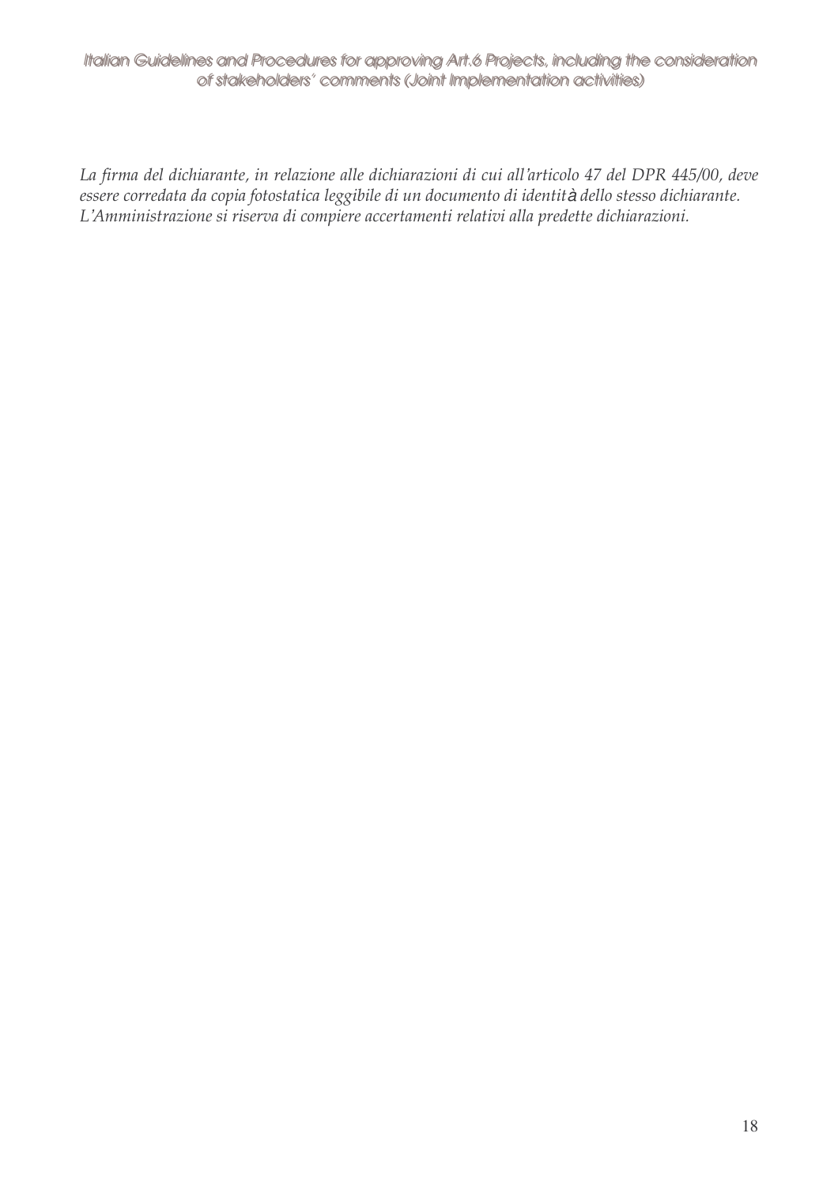*La firma del dichiarante, in relazione alle dichiarazioni di cui all'articolo 47 del DPR 445/00, deve essere corredata da copia fotostatica leggibile di un documento di identità dello stesso dichiarante. L'Amministrazione si riserva di compiere accertamenti relativi alla predette dichiarazioni.*